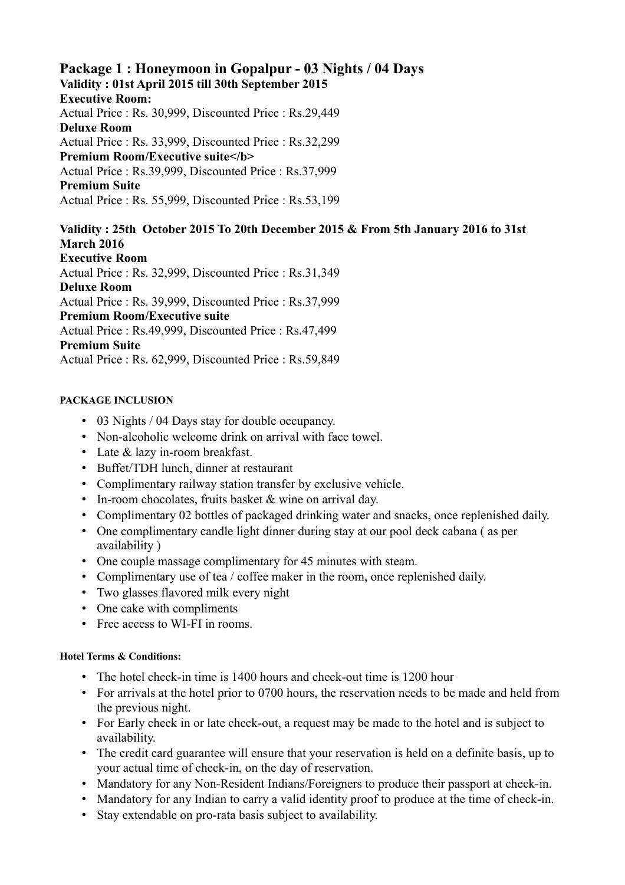## Package 1 : Honeymoon in Gopalpur - 03 Nights / 04 Days

**Validity : 01st April 2015 till 30th September 2015**

**Executive Room:**
Actual Price : Rs. 30,999, Discounted Price : Rs.29,449

**Deluxe Room**
Actual Price : Rs. 33,999, Discounted Price : Rs.32,299

**Premium Room/Executive suite</b>**
Actual Price : Rs.39,999, Discounted Price : Rs.37,999

**Premium Suite**
Actual Price : Rs. 55,999, Discounted Price : Rs.53,199

**Validity : 25th October 2015 To 20th December 2015 & From 5th January 2016 to 31st March 2016**

**Executive Room**
Actual Price : Rs. 32,999, Discounted Price : Rs.31,349

**Deluxe Room**
Actual Price : Rs. 39,999, Discounted Price : Rs.37,999

**Premium Room/Executive suite**
Actual Price : Rs.49,999, Discounted Price : Rs.47,499

**Premium Suite**
Actual Price : Rs. 62,999, Discounted Price : Rs.59,849

#### PACKAGE INCLUSION

- 03 Nights / 04 Days stay for double occupancy.
- Non-alcoholic welcome drink on arrival with face towel.
- Late & lazy in-room breakfast.
- Buffet/TDH lunch, dinner at restaurant
- Complimentary railway station transfer by exclusive vehicle.
- In-room chocolates, fruits basket & wine on arrival day.
- Complimentary 02 bottles of packaged drinking water and snacks, once replenished daily.
- One complimentary candle light dinner during stay at our pool deck cabana ( as per availability )
- One couple massage complimentary for 45 minutes with steam.
- Complimentary use of tea / coffee maker in the room, once replenished daily.
- Two glasses flavored milk every night
- One cake with compliments
- Free access to WI-FI in rooms.

#### Hotel Terms & Conditions:

- The hotel check-in time is 1400 hours and check-out time is 1200 hour
- For arrivals at the hotel prior to 0700 hours, the reservation needs to be made and held from the previous night.
- For Early check in or late check-out, a request may be made to the hotel and is subject to availability.
- The credit card guarantee will ensure that your reservation is held on a definite basis, up to your actual time of check-in, on the day of reservation.
- Mandatory for any Non-Resident Indians/Foreigners to produce their passport at check-in.
- Mandatory for any Indian to carry a valid identity proof to produce at the time of check-in.
- Stay extendable on pro-rata basis subject to availability.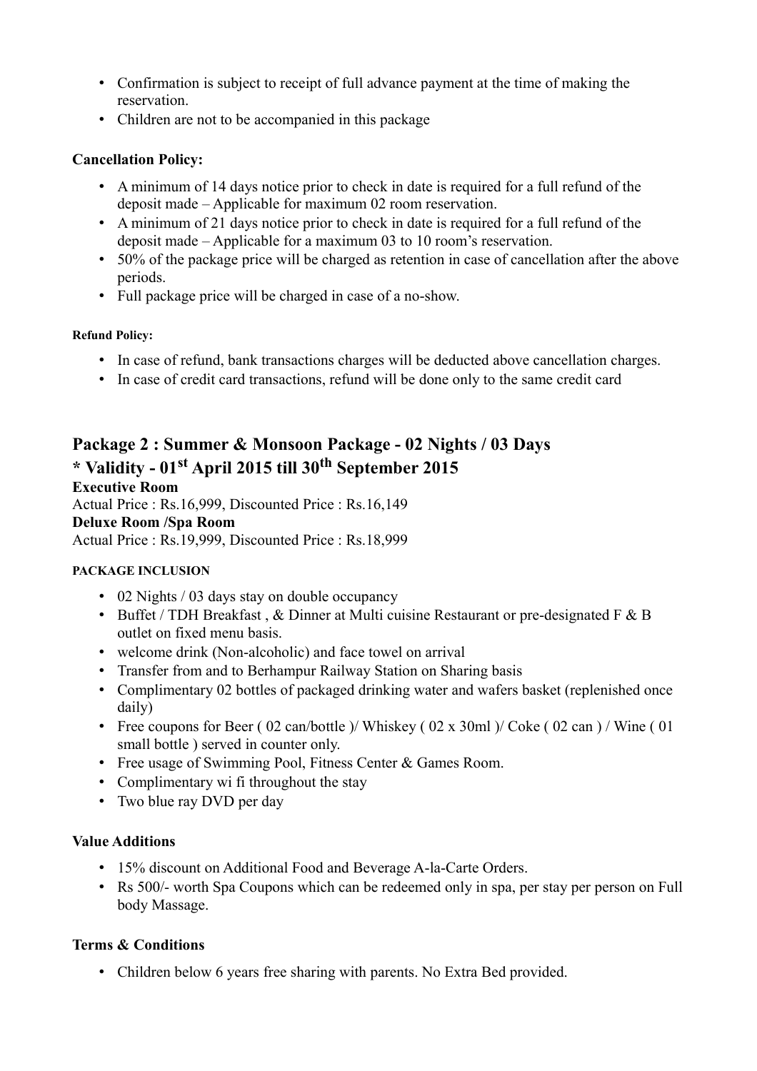- Confirmation is subject to receipt of full advance payment at the time of making the reservation.
- Children are not to be accompanied in this package

**Cancellation Policy:**

- A minimum of 14 days notice prior to check in date is required for a full refund of the deposit made – Applicable for maximum 02 room reservation.
- A minimum of 21 days notice prior to check in date is required for a full refund of the deposit made – Applicable for a maximum 03 to 10 room's reservation.
- 50% of the package price will be charged as retention in case of cancellation after the above periods.
- Full package price will be charged in case of a no-show.

**Refund Policy:**

- In case of refund, bank transactions charges will be deducted above cancellation charges.
- In case of credit card transactions, refund will be done only to the same credit card

## Package 2 : Summer & Monsoon Package - 02 Nights / 03 Days

## * Validity - 01st April 2015 till 30th September 2015

**Executive Room**

Actual Price : Rs.16,999, Discounted Price : Rs.16,149

**Deluxe Room /Spa Room**

Actual Price : Rs.19,999, Discounted Price : Rs.18,999

**PACKAGE INCLUSION**

- 02 Nights / 03 days stay on double occupancy
- Buffet / TDH Breakfast , & Dinner at Multi cuisine Restaurant or pre-designated F & B outlet on fixed menu basis.
- welcome drink (Non-alcoholic) and face towel on arrival
- Transfer from and to Berhampur Railway Station on Sharing basis
- Complimentary 02 bottles of packaged drinking water and wafers basket (replenished once daily)
- Free coupons for Beer ( 02 can/bottle )/ Whiskey ( 02 x 30ml )/ Coke ( 02 can ) / Wine ( 01 small bottle ) served in counter only.
- Free usage of Swimming Pool, Fitness Center & Games Room.
- Complimentary wi fi throughout the stay
- Two blue ray DVD per day

**Value Additions**

- 15% discount on Additional Food and Beverage A-la-Carte Orders.
- Rs 500/- worth Spa Coupons which can be redeemed only in spa, per stay per person on Full body Massage.

**Terms & Conditions**

- Children below 6 years free sharing with parents. No Extra Bed provided.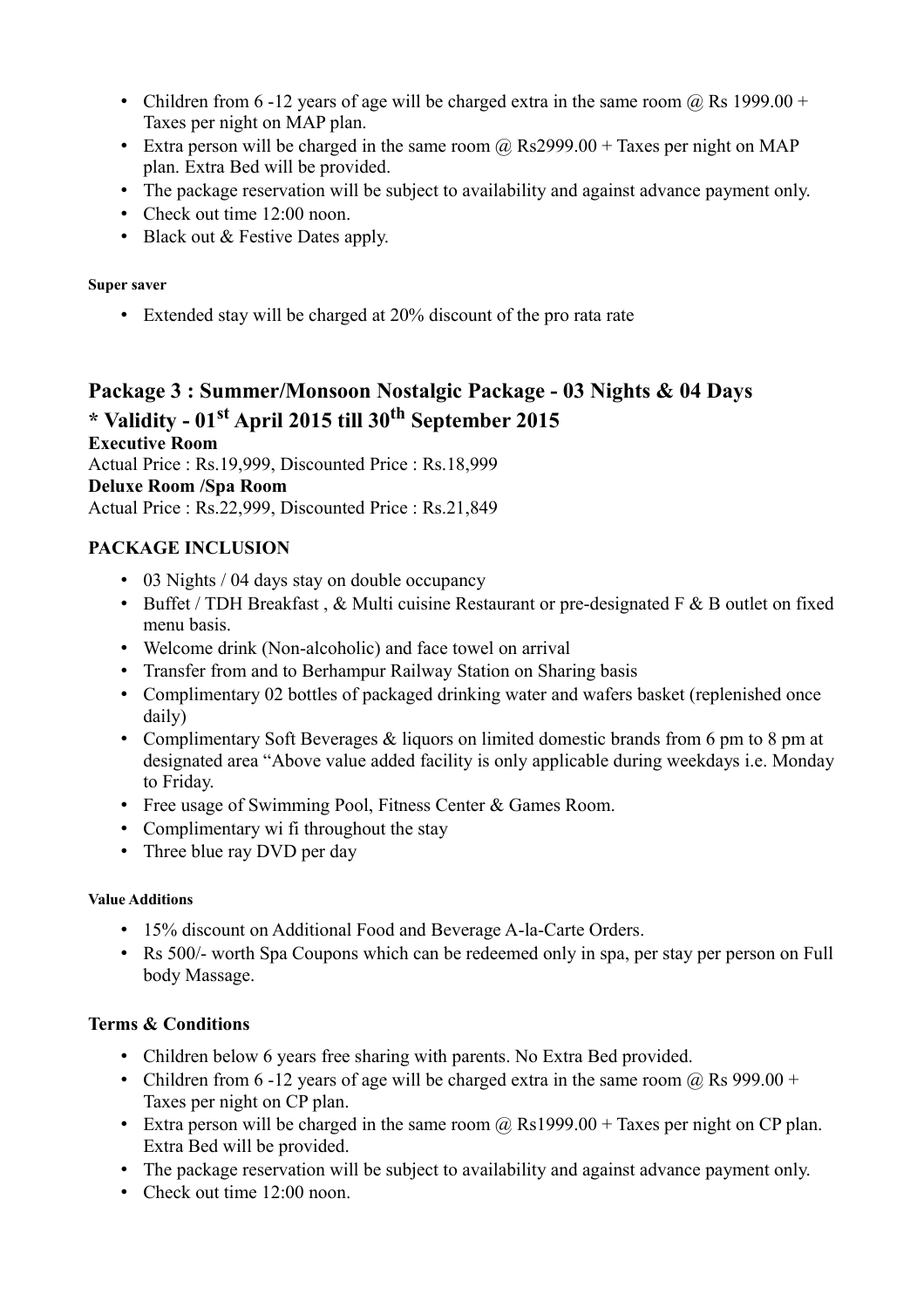- Children from 6 -12 years of age will be charged extra in the same room @ Rs 1999.00 + Taxes per night on MAP plan.
- Extra person will be charged in the same room @ Rs2999.00 + Taxes per night on MAP plan. Extra Bed will be provided.
- The package reservation will be subject to availability and against advance payment only.
- Check out time 12:00 noon.
- Black out & Festive Dates apply.

**Super saver**

- Extended stay will be charged at 20% discount of the pro rata rate

## Package 3 : Summer/Monsoon Nostalgic Package - 03 Nights & 04 Days

## * Validity - 01st April 2015 till 30th September 2015

**Executive Room**

Actual Price : Rs.19,999, Discounted Price : Rs.18,999

**Deluxe Room /Spa Room**

Actual Price : Rs.22,999, Discounted Price : Rs.21,849

**PACKAGE INCLUSION**

- 03 Nights / 04 days stay on double occupancy
- Buffet / TDH Breakfast , & Multi cuisine Restaurant or pre-designated F & B outlet on fixed menu basis.
- Welcome drink (Non-alcoholic) and face towel on arrival
- Transfer from and to Berhampur Railway Station on Sharing basis
- Complimentary 02 bottles of packaged drinking water and wafers basket (replenished once daily)
- Complimentary Soft Beverages & liquors on limited domestic brands from 6 pm to 8 pm at designated area "Above value added facility is only applicable during weekdays i.e. Monday to Friday.
- Free usage of Swimming Pool, Fitness Center & Games Room.
- Complimentary wi fi throughout the stay
- Three blue ray DVD per day

**Value Additions**

- 15% discount on Additional Food and Beverage A-la-Carte Orders.
- Rs 500/- worth Spa Coupons which can be redeemed only in spa, per stay per person on Full body Massage.

**Terms & Conditions**

- Children below 6 years free sharing with parents. No Extra Bed provided.
- Children from 6 -12 years of age will be charged extra in the same room @ Rs 999.00 + Taxes per night on CP plan.
- Extra person will be charged in the same room @ Rs1999.00 + Taxes per night on CP plan. Extra Bed will be provided.
- The package reservation will be subject to availability and against advance payment only.
- Check out time 12:00 noon.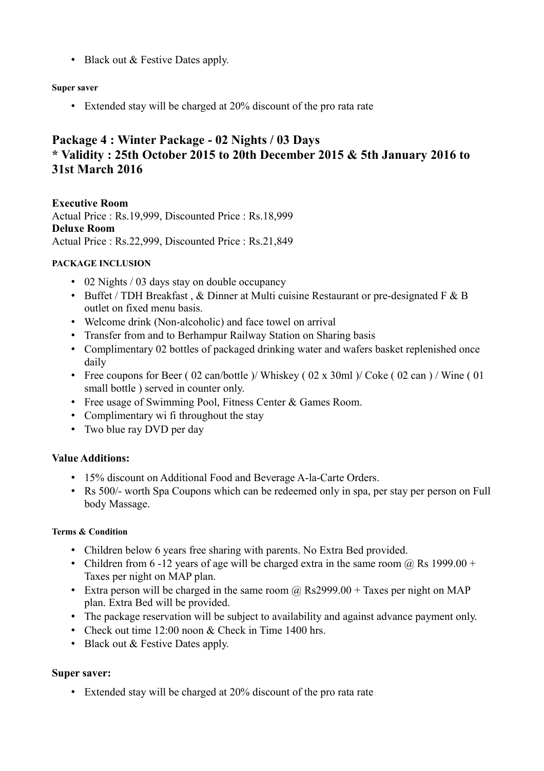- Black out & Festive Dates apply.

**Super saver**

- Extended stay will be charged at 20% discount of the pro rata rate

## Package 4 : Winter Package - 02 Nights / 03 Days
## * Validity : 25th October 2015 to 20th December 2015 & 5th January 2016 to 31st March 2016

**Executive Room**
Actual Price : Rs.19,999, Discounted Price : Rs.18,999
**Deluxe Room**
Actual Price : Rs.22,999, Discounted Price : Rs.21,849

**PACKAGE INCLUSION**

- 02 Nights / 03 days stay on double occupancy
- Buffet / TDH Breakfast , & Dinner at Multi cuisine Restaurant or pre-designated F & B outlet on fixed menu basis.
- Welcome drink (Non-alcoholic) and face towel on arrival
- Transfer from and to Berhampur Railway Station on Sharing basis
- Complimentary 02 bottles of packaged drinking water and wafers basket replenished once daily
- Free coupons for Beer ( 02 can/bottle )/ Whiskey ( 02 x 30ml )/ Coke ( 02 can ) / Wine ( 01 small bottle ) served in counter only.
- Free usage of Swimming Pool, Fitness Center & Games Room.
- Complimentary wi fi throughout the stay
- Two blue ray DVD per day

**Value Additions:**

- 15% discount on Additional Food and Beverage A-la-Carte Orders.
- Rs 500/- worth Spa Coupons which can be redeemed only in spa, per stay per person on Full body Massage.

**Terms & Condition**

- Children below 6 years free sharing with parents. No Extra Bed provided.
- Children from 6 -12 years of age will be charged extra in the same room @ Rs 1999.00 + Taxes per night on MAP plan.
- Extra person will be charged in the same room @ Rs2999.00 + Taxes per night on MAP plan. Extra Bed will be provided.
- The package reservation will be subject to availability and against advance payment only.
- Check out time 12:00 noon & Check in Time 1400 hrs.
- Black out & Festive Dates apply.

**Super saver:**

- Extended stay will be charged at 20% discount of the pro rata rate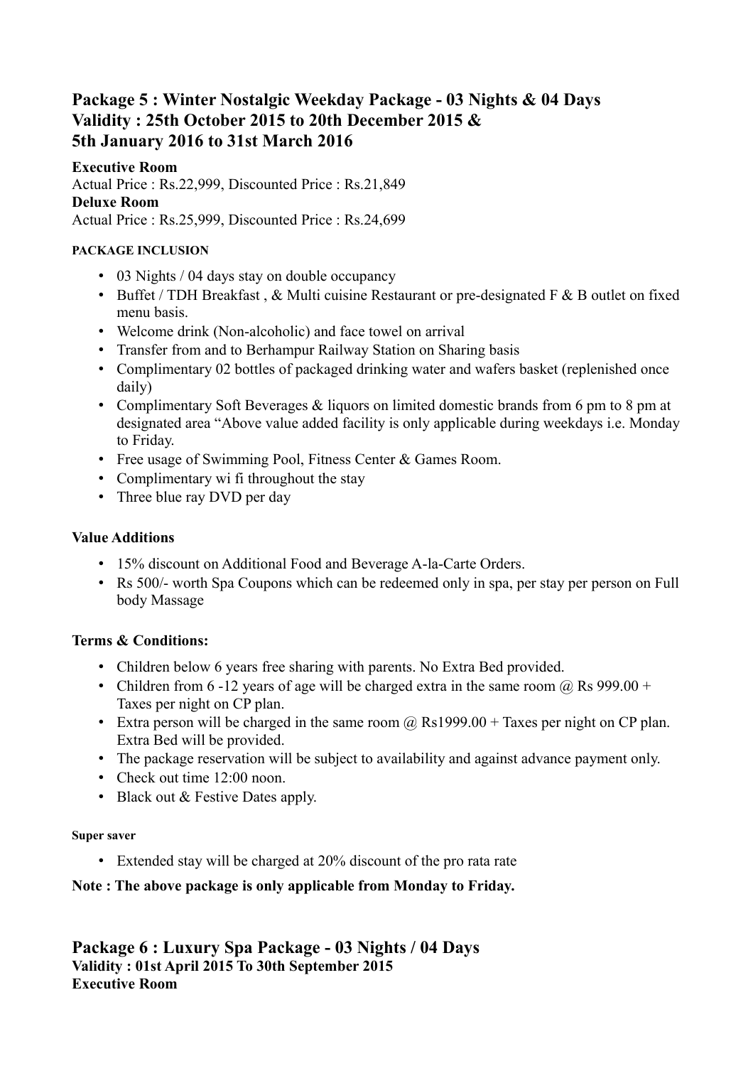## Package 5 : Winter Nostalgic Weekday Package - 03 Nights & 04 Days
## Validity : 25th October 2015 to 20th December 2015 &
## 5th January 2016 to 31st March 2016

**Executive Room**

Actual Price : Rs.22,999, Discounted Price : Rs.21,849

**Deluxe Room**

Actual Price : Rs.25,999, Discounted Price : Rs.24,699

#### PACKAGE INCLUSION

- 03 Nights / 04 days stay on double occupancy
- Buffet / TDH Breakfast , & Multi cuisine Restaurant or pre-designated F & B outlet on fixed menu basis.
- Welcome drink (Non-alcoholic) and face towel on arrival
- Transfer from and to Berhampur Railway Station on Sharing basis
- Complimentary 02 bottles of packaged drinking water and wafers basket (replenished once daily)
- Complimentary Soft Beverages & liquors on limited domestic brands from 6 pm to 8 pm at designated area "Above value added facility is only applicable during weekdays i.e. Monday to Friday.
- Free usage of Swimming Pool, Fitness Center & Games Room.
- Complimentary wi fi throughout the stay
- Three blue ray DVD per day

### Value Additions

- 15% discount on Additional Food and Beverage A-la-Carte Orders.
- Rs 500/- worth Spa Coupons which can be redeemed only in spa, per stay per person on Full body Massage

### Terms & Conditions:

- Children below 6 years free sharing with parents. No Extra Bed provided.
- Children from 6 -12 years of age will be charged extra in the same room @ Rs 999.00 + Taxes per night on CP plan.
- Extra person will be charged in the same room @ Rs1999.00 + Taxes per night on CP plan. Extra Bed will be provided.
- The package reservation will be subject to availability and against advance payment only.
- Check out time 12:00 noon.
- Black out & Festive Dates apply.

#### Super saver

- Extended stay will be charged at 20% discount of the pro rata rate

**Note : The above package is only applicable from Monday to Friday.**

## Package 6 : Luxury Spa Package - 03 Nights / 04 Days
### Validity : 01st April 2015 To 30th September 2015
### Executive Room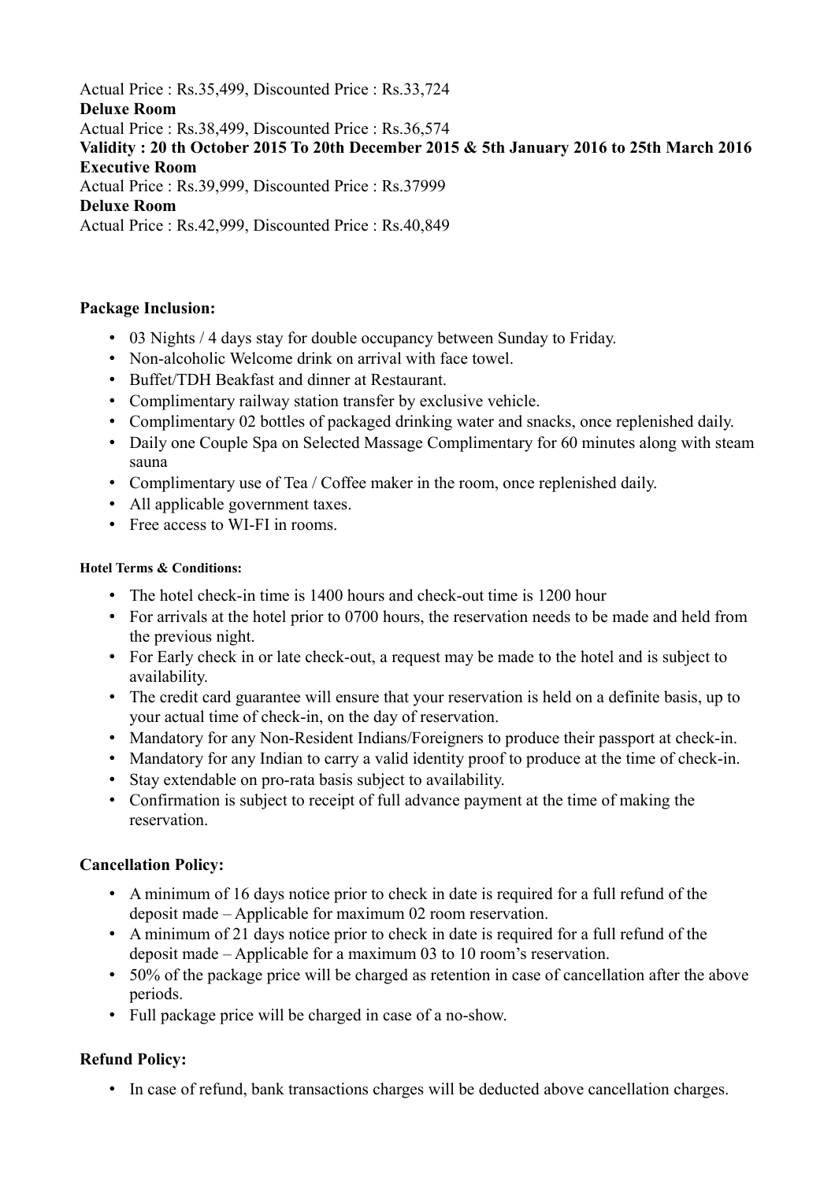Actual Price : Rs.35,499, Discounted Price : Rs.33,724

**Deluxe Room**

Actual Price : Rs.38,499, Discounted Price : Rs.36,574

**Validity : 20 th October 2015 To 20th December 2015 & 5th January 2016 to 25th March 2016**

**Executive Room**

Actual Price : Rs.39,999, Discounted Price : Rs.37999

**Deluxe Room**

Actual Price : Rs.42,999, Discounted Price : Rs.40,849

### Package Inclusion:

- 03 Nights / 4 days stay for double occupancy between Sunday to Friday.
- Non-alcoholic Welcome drink on arrival with face towel.
- Buffet/TDH Beakfast and dinner at Restaurant.
- Complimentary railway station transfer by exclusive vehicle.
- Complimentary 02 bottles of packaged drinking water and snacks, once replenished daily.
- Daily one Couple Spa on Selected Massage Complimentary for 60 minutes along with steam sauna
- Complimentary use of Tea / Coffee maker in the room, once replenished daily.
- All applicable government taxes.
- Free access to WI-FI in rooms.

#### Hotel Terms & Conditions:

- The hotel check-in time is 1400 hours and check-out time is 1200 hour
- For arrivals at the hotel prior to 0700 hours, the reservation needs to be made and held from the previous night.
- For Early check in or late check-out, a request may be made to the hotel and is subject to availability.
- The credit card guarantee will ensure that your reservation is held on a definite basis, up to your actual time of check-in, on the day of reservation.
- Mandatory for any Non-Resident Indians/Foreigners to produce their passport at check-in.
- Mandatory for any Indian to carry a valid identity proof to produce at the time of check-in.
- Stay extendable on pro-rata basis subject to availability.
- Confirmation is subject to receipt of full advance payment at the time of making the reservation.

### Cancellation Policy:

- A minimum of 16 days notice prior to check in date is required for a full refund of the deposit made – Applicable for maximum 02 room reservation.
- A minimum of 21 days notice prior to check in date is required for a full refund of the deposit made – Applicable for a maximum 03 to 10 room's reservation.
- 50% of the package price will be charged as retention in case of cancellation after the above periods.
- Full package price will be charged in case of a no-show.

### Refund Policy:

- In case of refund, bank transactions charges will be deducted above cancellation charges.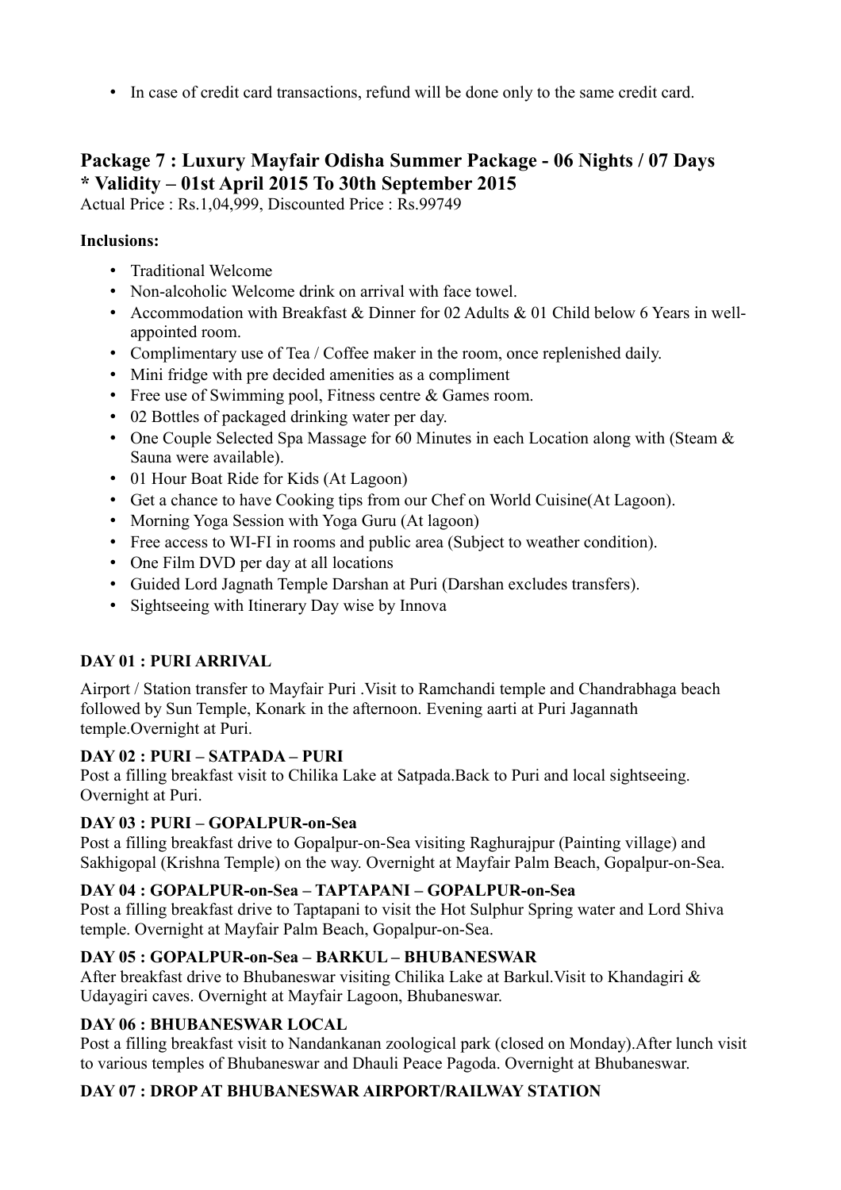- In case of credit card transactions, refund will be done only to the same credit card.

## Package 7 : Luxury Mayfair Odisha Summer Package - 06 Nights / 07 Days * Validity – 01st April 2015 To 30th September 2015

Actual Price : Rs.1,04,999, Discounted Price : Rs.99749

**Inclusions:**

- Traditional Welcome
- Non-alcoholic Welcome drink on arrival with face towel.
- Accommodation with Breakfast & Dinner for 02 Adults & 01 Child below 6 Years in well-appointed room.
- Complimentary use of Tea / Coffee maker in the room, once replenished daily.
- Mini fridge with pre decided amenities as a compliment
- Free use of Swimming pool, Fitness centre & Games room.
- 02 Bottles of packaged drinking water per day.
- One Couple Selected Spa Massage for 60 Minutes in each Location along with (Steam & Sauna were available).
- 01 Hour Boat Ride for Kids (At Lagoon)
- Get a chance to have Cooking tips from our Chef on World Cuisine(At Lagoon).
- Morning Yoga Session with Yoga Guru (At lagoon)
- Free access to WI-FI in rooms and public area (Subject to weather condition).
- One Film DVD per day at all locations
- Guided Lord Jagnath Temple Darshan at Puri (Darshan excludes transfers).
- Sightseeing with Itinerary Day wise by Innova

**DAY 01 : PURI ARRIVAL**

Airport / Station transfer to Mayfair Puri .Visit to Ramchandi temple and Chandrabhaga beach followed by Sun Temple, Konark in the afternoon. Evening aarti at Puri Jagannath temple.Overnight at Puri.

**DAY 02 : PURI – SATPADA – PURI**

Post a filling breakfast visit to Chilika Lake at Satpada.Back to Puri and local sightseeing. Overnight at Puri.

**DAY 03 : PURI – GOPALPUR-on-Sea**

Post a filling breakfast drive to Gopalpur-on-Sea visiting Raghurajpur (Painting village) and Sakhigopal (Krishna Temple) on the way. Overnight at Mayfair Palm Beach, Gopalpur-on-Sea.

**DAY 04 : GOPALPUR-on-Sea – TAPTAPANI – GOPALPUR-on-Sea**

Post a filling breakfast drive to Taptapani to visit the Hot Sulphur Spring water and Lord Shiva temple. Overnight at Mayfair Palm Beach, Gopalpur-on-Sea.

**DAY 05 : GOPALPUR-on-Sea – BARKUL – BHUBANESWAR**

After breakfast drive to Bhubaneswar visiting Chilika Lake at Barkul.Visit to Khandagiri & Udayagiri caves. Overnight at Mayfair Lagoon, Bhubaneswar.

**DAY 06 : BHUBANESWAR LOCAL**

Post a filling breakfast visit to Nandankanan zoological park (closed on Monday).After lunch visit to various temples of Bhubaneswar and Dhauli Peace Pagoda. Overnight at Bhubaneswar.

**DAY 07 : DROP AT BHUBANESWAR AIRPORT/RAILWAY STATION**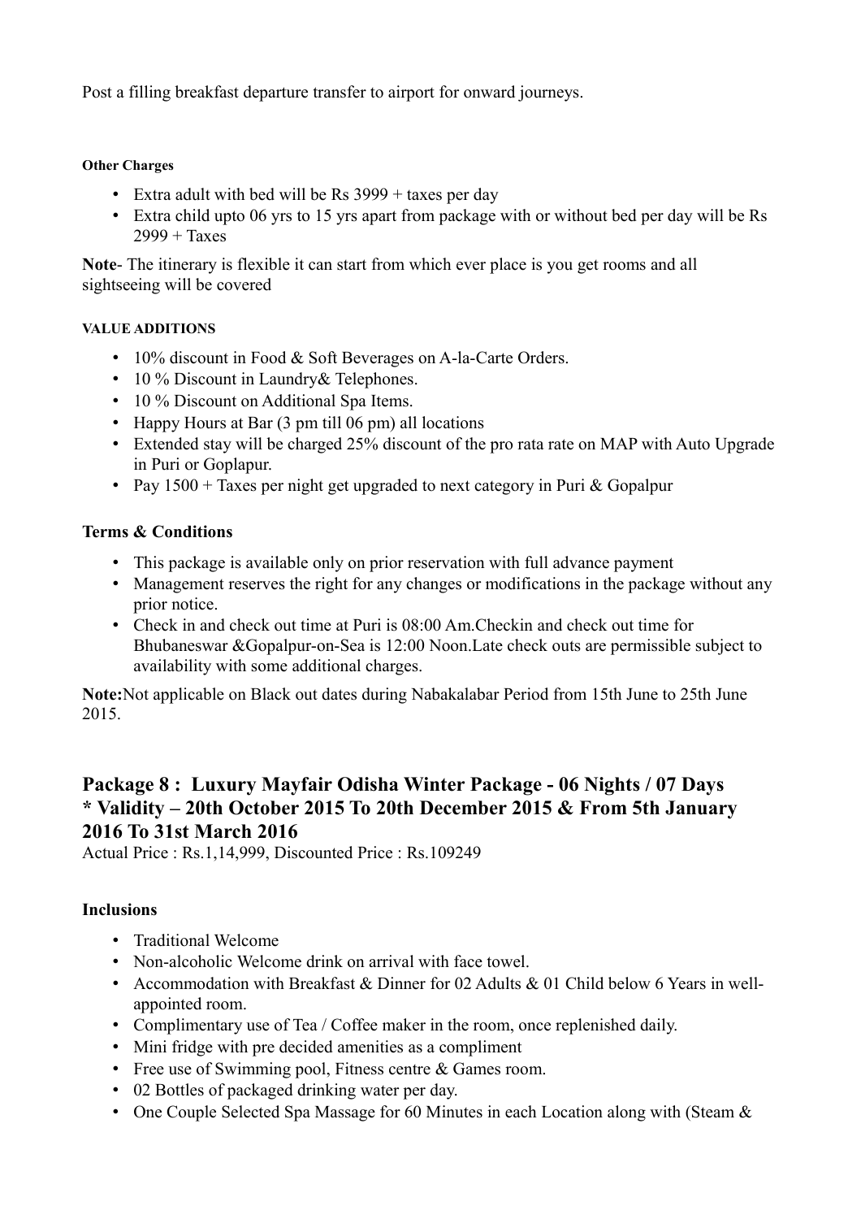Post a filling breakfast departure transfer to airport for onward journeys.

#### Other Charges

- Extra adult with bed will be Rs 3999 + taxes per day
- Extra child upto 06 yrs to 15 yrs apart from package with or without bed per day will be Rs 2999 + Taxes

**Note**- The itinerary is flexible it can start from which ever place is you get rooms and all sightseeing will be covered

#### VALUE ADDITIONS

- 10% discount in Food & Soft Beverages on A-la-Carte Orders.
- 10 % Discount in Laundry& Telephones.
- 10 % Discount on Additional Spa Items.
- Happy Hours at Bar (3 pm till 06 pm) all locations
- Extended stay will be charged 25% discount of the pro rata rate on MAP with Auto Upgrade in Puri or Goplapur.
- Pay 1500 + Taxes per night get upgraded to next category in Puri & Gopalpur

### Terms & Conditions

- This package is available only on prior reservation with full advance payment
- Management reserves the right for any changes or modifications in the package without any prior notice.
- Check in and check out time at Puri is 08:00 Am.Checkin and check out time for Bhubaneswar &Gopalpur-on-Sea is 12:00 Noon.Late check outs are permissible subject to availability with some additional charges.

**Note:**Not applicable on Black out dates during Nabakalabar Period from 15th June to 25th June 2015.

## Package 8 : Luxury Mayfair Odisha Winter Package - 06 Nights / 07 Days * Validity – 20th October 2015 To 20th December 2015 & From 5th January 2016 To 31st March 2016

Actual Price : Rs.1,14,999, Discounted Price : Rs.109249

### Inclusions

- Traditional Welcome
- Non-alcoholic Welcome drink on arrival with face towel.
- Accommodation with Breakfast & Dinner for 02 Adults & 01 Child below 6 Years in well-appointed room.
- Complimentary use of Tea / Coffee maker in the room, once replenished daily.
- Mini fridge with pre decided amenities as a compliment
- Free use of Swimming pool, Fitness centre & Games room.
- 02 Bottles of packaged drinking water per day.
- One Couple Selected Spa Massage for 60 Minutes in each Location along with (Steam &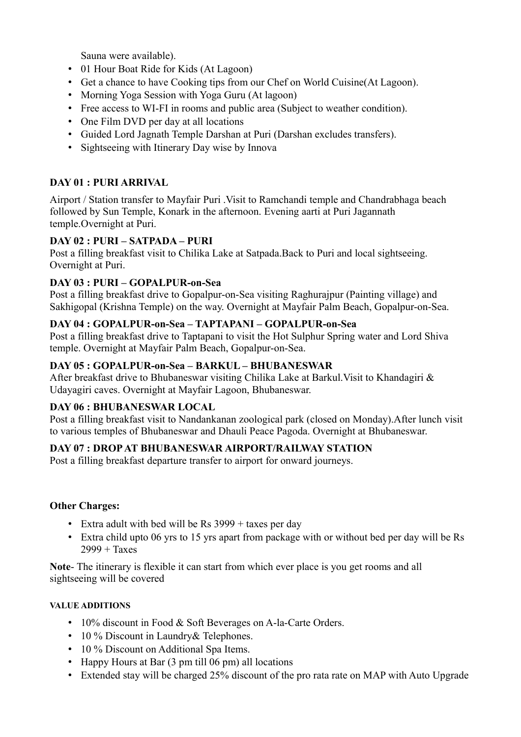Sauna were available).

- 01 Hour Boat Ride for Kids (At Lagoon)
- Get a chance to have Cooking tips from our Chef on World Cuisine(At Lagoon).
- Morning Yoga Session with Yoga Guru (At lagoon)
- Free access to WI-FI in rooms and public area (Subject to weather condition).
- One Film DVD per day at all locations
- Guided Lord Jagnath Temple Darshan at Puri (Darshan excludes transfers).
- Sightseeing with Itinerary Day wise by Innova

**DAY 01 : PURI ARRIVAL**

Airport / Station transfer to Mayfair Puri .Visit to Ramchandi temple and Chandrabhaga beach followed by Sun Temple, Konark in the afternoon. Evening aarti at Puri Jagannath temple.Overnight at Puri.

**DAY 02 : PURI – SATPADA – PURI**

Post a filling breakfast visit to Chilika Lake at Satpada.Back to Puri and local sightseeing. Overnight at Puri.

**DAY 03 : PURI – GOPALPUR-on-Sea**

Post a filling breakfast drive to Gopalpur-on-Sea visiting Raghurajpur (Painting village) and Sakhigopal (Krishna Temple) on the way. Overnight at Mayfair Palm Beach, Gopalpur-on-Sea.

**DAY 04 : GOPALPUR-on-Sea – TAPTAPANI – GOPALPUR-on-Sea**

Post a filling breakfast drive to Taptapani to visit the Hot Sulphur Spring water and Lord Shiva temple. Overnight at Mayfair Palm Beach, Gopalpur-on-Sea.

**DAY 05 : GOPALPUR-on-Sea – BARKUL – BHUBANESWAR**

After breakfast drive to Bhubaneswar visiting Chilika Lake at Barkul.Visit to Khandagiri & Udayagiri caves. Overnight at Mayfair Lagoon, Bhubaneswar.

**DAY 06 : BHUBANESWAR LOCAL**

Post a filling breakfast visit to Nandankanan zoological park (closed on Monday).After lunch visit to various temples of Bhubaneswar and Dhauli Peace Pagoda. Overnight at Bhubaneswar.

**DAY 07 : DROP AT BHUBANESWAR AIRPORT/RAILWAY STATION**

Post a filling breakfast departure transfer to airport for onward journeys.

**Other Charges:**

- Extra adult with bed will be Rs 3999 + taxes per day
- Extra child upto 06 yrs to 15 yrs apart from package with or without bed per day will be Rs 2999 + Taxes

**Note**- The itinerary is flexible it can start from which ever place is you get rooms and all sightseeing will be covered

**VALUE ADDITIONS**

- 10% discount in Food & Soft Beverages on A-la-Carte Orders.
- 10 % Discount in Laundry& Telephones.
- 10 % Discount on Additional Spa Items.
- Happy Hours at Bar (3 pm till 06 pm) all locations
- Extended stay will be charged 25% discount of the pro rata rate on MAP with Auto Upgrade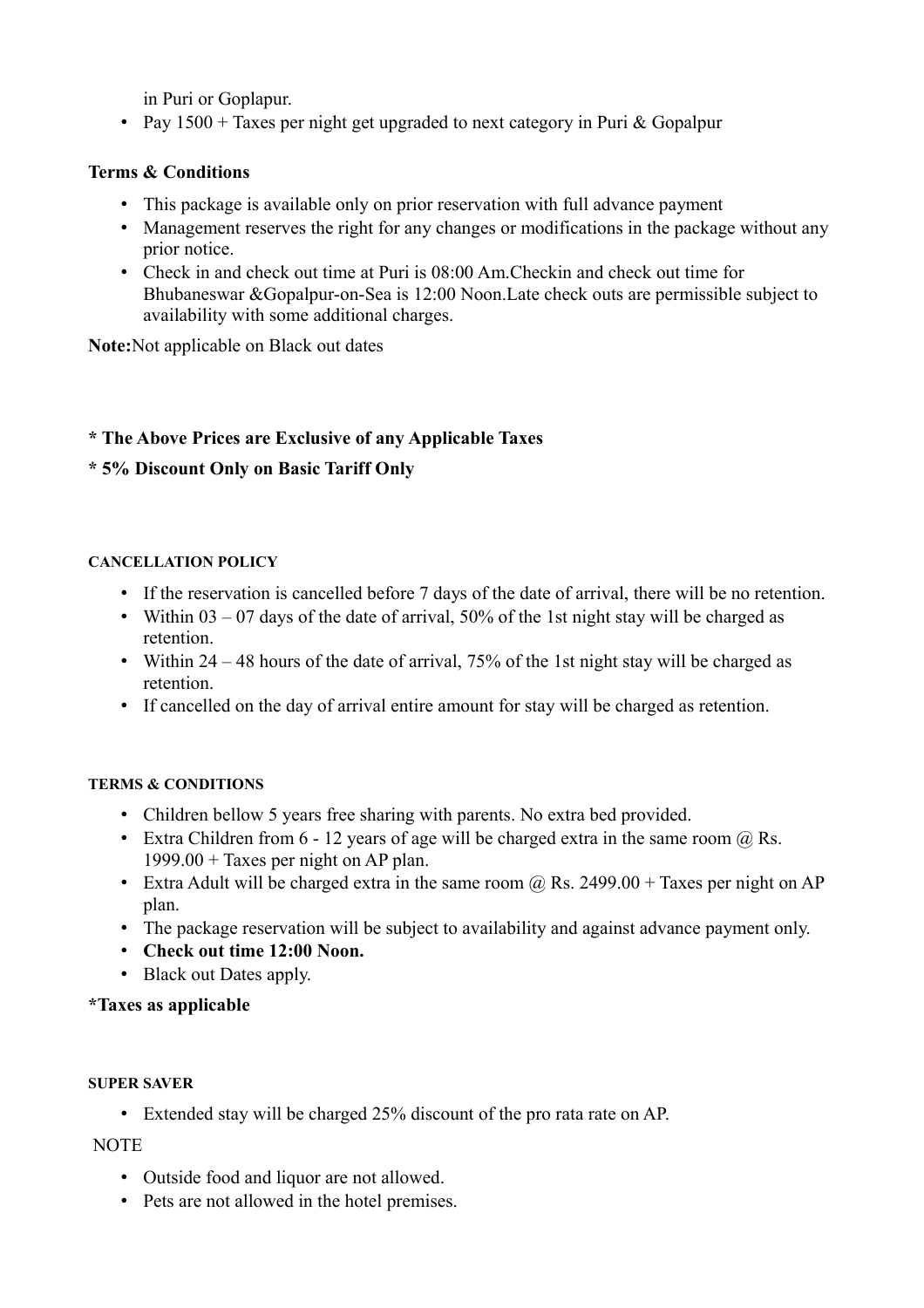in Puri or Goplapur.

- Pay 1500 + Taxes per night get upgraded to next category in Puri & Gopalpur

**Terms & Conditions**

- This package is available only on prior reservation with full advance payment
- Management reserves the right for any changes or modifications in the package without any prior notice.
- Check in and check out time at Puri is 08:00 Am.Checkin and check out time for Bhubaneswar &Gopalpur-on-Sea is 12:00 Noon.Late check outs are permissible subject to availability with some additional charges.

**Note:**Not applicable on Black out dates

**\* The Above Prices are Exclusive of any Applicable Taxes**

**\* 5% Discount Only on Basic Tariff Only**

#### CANCELLATION POLICY

- If the reservation is cancelled before 7 days of the date of arrival, there will be no retention.
- Within 03 – 07 days of the date of arrival, 50% of the 1st night stay will be charged as retention.
- Within 24 – 48 hours of the date of arrival, 75% of the 1st night stay will be charged as retention.
- If cancelled on the day of arrival entire amount for stay will be charged as retention.

#### TERMS & CONDITIONS

- Children bellow 5 years free sharing with parents. No extra bed provided.
- Extra Children from 6 - 12 years of age will be charged extra in the same room @ Rs. 1999.00 + Taxes per night on AP plan.
- Extra Adult will be charged extra in the same room @ Rs. 2499.00 + Taxes per night on AP plan.
- The package reservation will be subject to availability and against advance payment only.
- **Check out time 12:00 Noon.**
- Black out Dates apply.

**\*Taxes as applicable**

#### SUPER SAVER

- Extended stay will be charged 25% discount of the pro rata rate on AP.

NOTE

- Outside food and liquor are not allowed.
- Pets are not allowed in the hotel premises.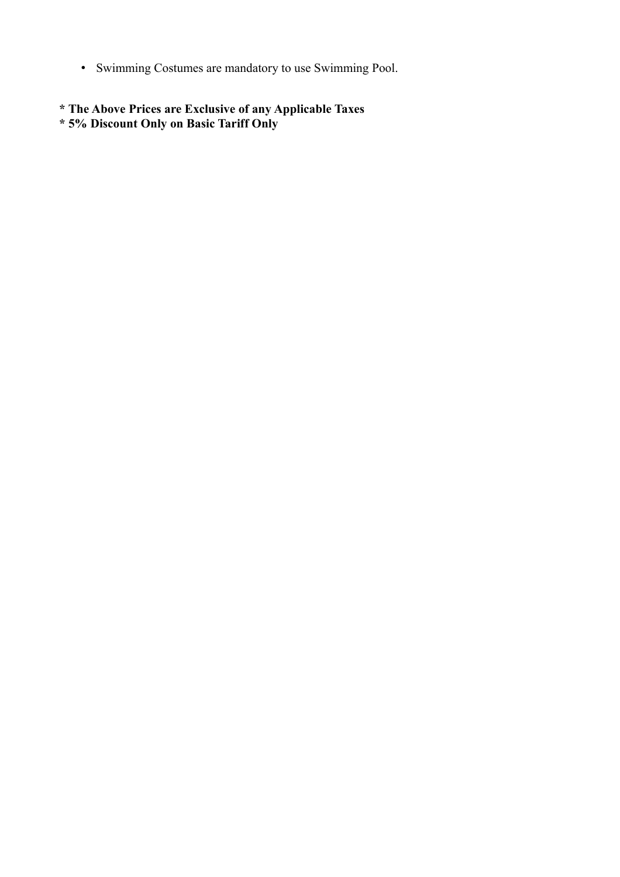- Swimming Costumes are mandatory to use Swimming Pool.

**\* The Above Prices are Exclusive of any Applicable Taxes**
**\* 5% Discount Only on Basic Tariff Only**